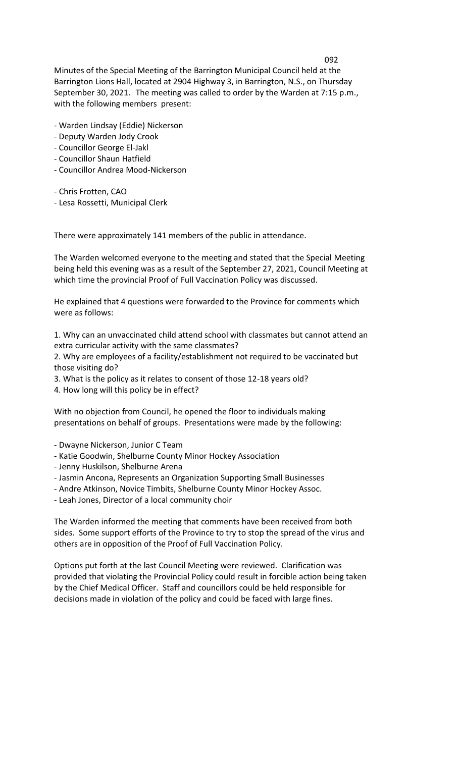Minutes of the Special Meeting of the Barrington Municipal Council held at the Barrington Lions Hall, located at 2904 Highway 3, in Barrington, N.S., on Thursday September 30, 2021. The meeting was called to order by the Warden at 7:15 p.m., with the following members present:

- Warden Lindsay (Eddie) Nickerson
- Deputy Warden Jody Crook
- Councillor George El-Jakl
- Councillor Shaun Hatfield
- Councillor Andrea Mood-Nickerson

- Chris Frotten, CAO
- Lesa Rossetti, Municipal Clerk

There were approximately 141 members of the public in attendance.

The Warden welcomed everyone to the meeting and stated that the Special Meeting being held this evening was as a result of the September 27, 2021, Council Meeting at which time the provincial Proof of Full Vaccination Policy was discussed.

He explained that 4 questions were forwarded to the Province for comments which were as follows:

1. Why can an unvaccinated child attend school with classmates but cannot attend an extra curricular activity with the same classmates?
2. Why are employees of a facility/establishment not required to be vaccinated but those visiting do?
3. What is the policy as it relates to consent of those 12-18 years old?
4. How long will this policy be in effect?

With no objection from Council, he opened the floor to individuals making presentations on behalf of groups. Presentations were made by the following:

- Dwayne Nickerson, Junior C Team
- Katie Goodwin, Shelburne County Minor Hockey Association
- Jenny Huskilson, Shelburne Arena
- Jasmin Ancona, Represents an Organization Supporting Small Businesses
- Andre Atkinson, Novice Timbits, Shelburne County Minor Hockey Assoc.
- Leah Jones, Director of a local community choir

The Warden informed the meeting that comments have been received from both sides. Some support efforts of the Province to try to stop the spread of the virus and others are in opposition of the Proof of Full Vaccination Policy.

Options put forth at the last Council Meeting were reviewed. Clarification was provided that violating the Provincial Policy could result in forcible action being taken by the Chief Medical Officer. Staff and councillors could be held responsible for decisions made in violation of the policy and could be faced with large fines.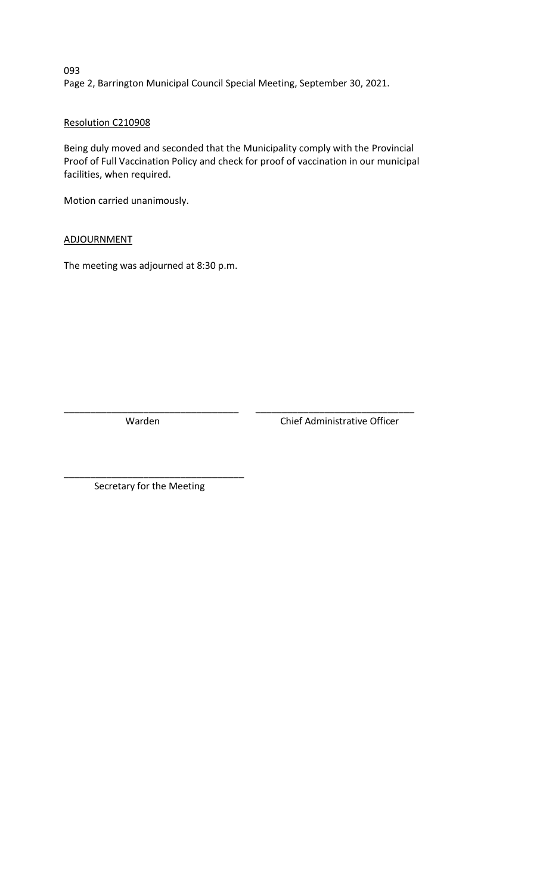Resolution C210908

Being duly moved and seconded that the Municipality comply with the Provincial Proof of Full Vaccination Policy and check for proof of vaccination in our municipal facilities, when required.

Motion carried unanimously.

ADJOURNMENT

The meeting was adjourned at 8:30 p.m.

\_\_\_\_\_\_\_\_\_\_\_\_\_\_\_\_\_\_\_\_\_\_\_\_\_\_\_\_\_\_\_\_ \_\_\_\_\_\_\_\_\_\_\_\_\_\_\_\_\_\_\_\_\_\_\_\_\_\_\_\_\_\_\_\_

Warden Chief Administrative Officer

\_\_\_\_\_\_\_\_\_\_\_\_\_\_\_\_\_\_\_\_\_\_\_\_\_\_\_\_\_\_\_\_

Secretary for the Meeting